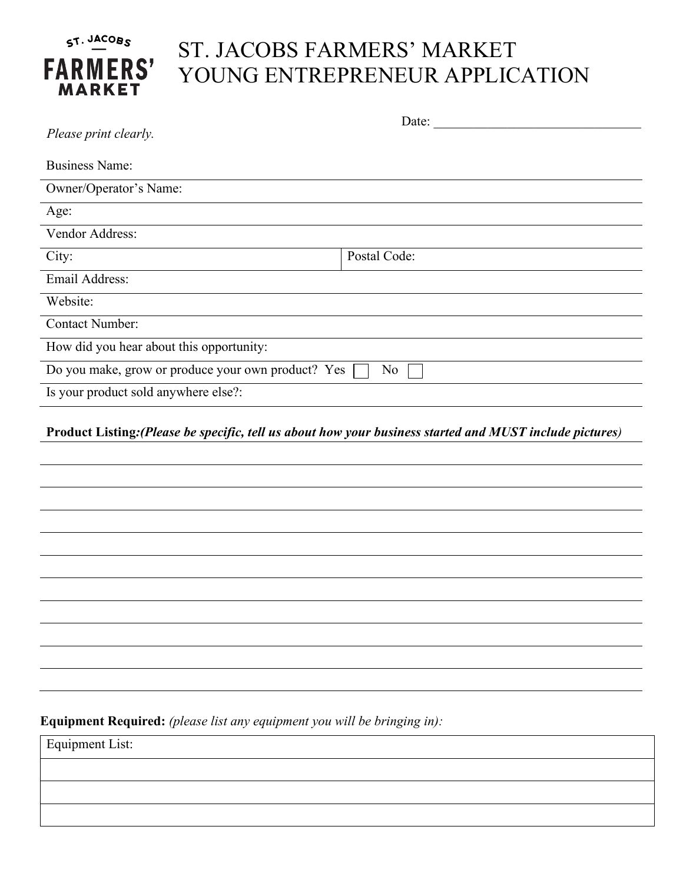# ST. JACOBS FARMERS' MARKET YOUNG ENTREPRENEUR APPLICATION

Date: ______________________________

*Please print clearly.*

Business Name:

Owner/Operator's Name:

Age:

Vendor Address:

| City: | Postal Code: |
|---|---|

Email Address:

Website:

Contact Number:

How did you hear about this opportunity:

Do you make, grow or produce your own product? Yes ☐ No ☐

Is your product sold anywhere else?:

**Product Listing*:(Please be specific, tell us about how your business started and MUST include pictures)***

______________________________________________________________________

______________________________________________________________________

______________________________________________________________________

______________________________________________________________________

______________________________________________________________________

______________________________________________________________________

______________________________________________________________________

______________________________________________________________________

______________________________________________________________________

______________________________________________________________________

______________________________________________________________________

**Equipment Required:** *(please list any equipment you will be bringing in):*

| Equipment List: |
|---|
| |
| |
| |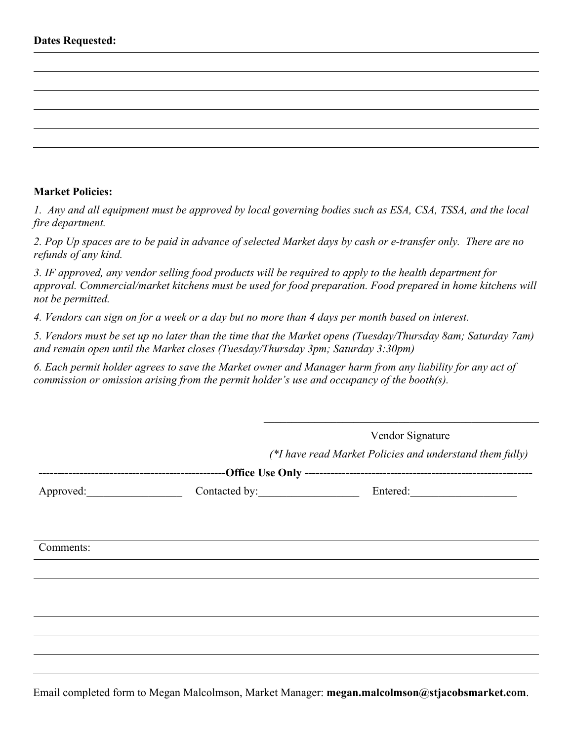**Dates Requested:**

**Market Policies:**

*1. Any and all equipment must be approved by local governing bodies such as ESA, CSA, TSSA, and the local fire department.*

*2. Pop Up spaces are to be paid in advance of selected Market days by cash or e-transfer only. There are no refunds of any kind.*

*3. IF approved, any vendor selling food products will be required to apply to the health department for approval. Commercial/market kitchens must be used for food preparation. Food prepared in home kitchens will not be permitted.*

*4. Vendors can sign on for a week or a day but no more than 4 days per month based on interest.*

*5. Vendors must be set up no later than the time that the Market opens (Tuesday/Thursday 8am; Saturday 7am) and remain open until the Market closes (Tuesday/Thursday 3pm; Saturday 3:30pm)*

*6. Each permit holder agrees to save the Market owner and Manager harm from any liability for any act of commission or omission arising from the permit holder's use and occupancy of the booth(s).*

\_\_\_\_\_\_\_\_\_\_\_\_\_\_\_\_\_\_\_\_\_\_\_\_\_\_\_\_\_\_\_\_\_\_\_\_\_\_\_\_

Vendor Signature

*(\*I have read Market Policies and understand them fully)*

**-------------------------------------------------Office Use Only -------------------------------------------------**

Approved:\_\_\_\_\_\_\_\_\_\_\_\_\_\_\_\_\_ Contacted by:\_\_\_\_\_\_\_\_\_\_\_\_\_\_\_\_\_\_ Entered:\_\_\_\_\_\_\_\_\_\_\_\_\_\_\_\_\_\_\_

Comments:

Email completed form to Megan Malcolmson, Market Manager: **megan.malcolmson@stjacobsmarket.com**.